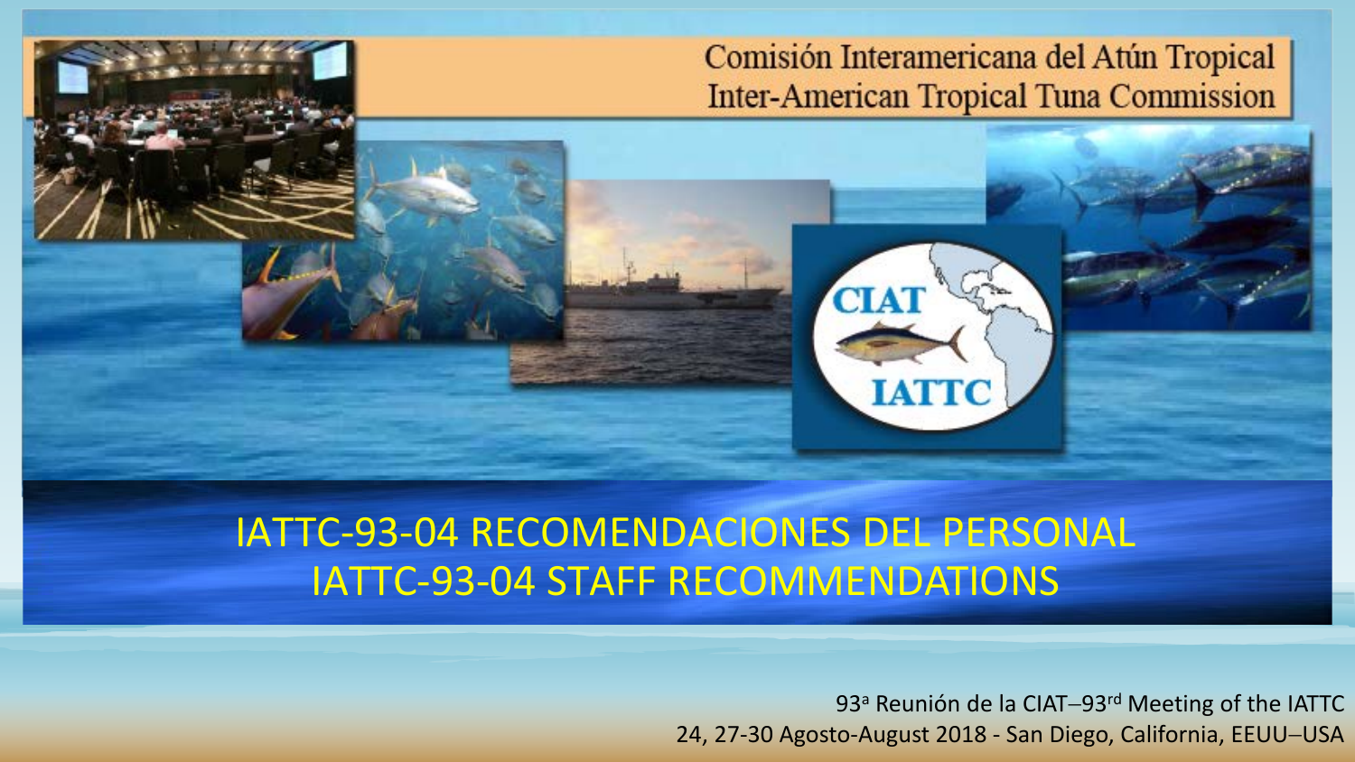Comisión Interamericana del Atún Tropical
Inter-American Tropical Tuna Commission

# IATTC-93-04 RECOMENDACIONES DEL PERSONAL
# IATTC-93-04 STAFF RECOMMENDATIONS

93ª Reunión de la CIAT–93rd Meeting of the IATTC
24, 27-30 Agosto-August 2018 - San Diego, California, EEUU–USA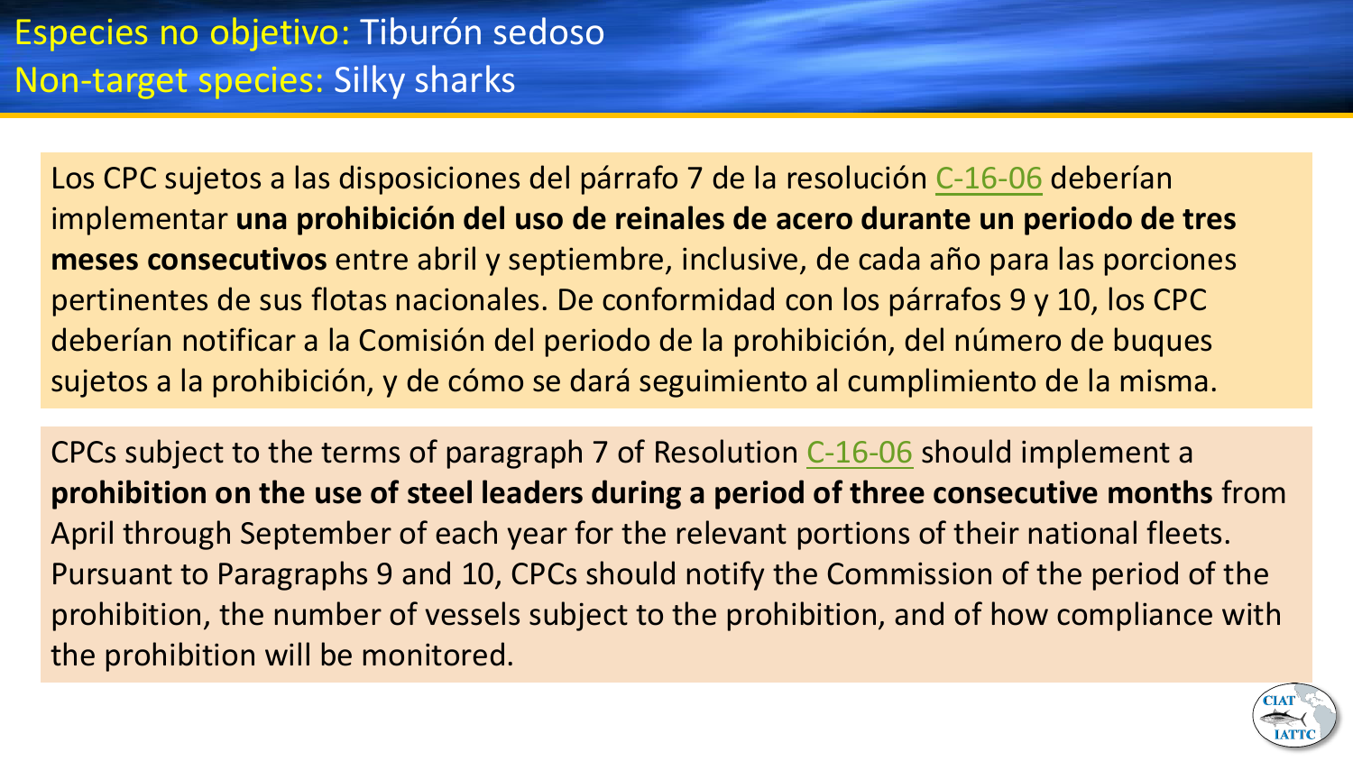# Especies no objetivo: Tiburón sedoso
# Non-target species: Silky sharks

Los CPC sujetos a las disposiciones del párrafo 7 de la resolución C-16-06 deberían implementar **una prohibición del uso de reinales de acero durante un periodo de tres meses consecutivos** entre abril y septiembre, inclusive, de cada año para las porciones pertinentes de sus flotas nacionales. De conformidad con los párrafos 9 y 10, los CPC deberían notificar a la Comisión del periodo de la prohibición, del número de buques sujetos a la prohibición, y de cómo se dará seguimiento al cumplimiento de la misma.

CPCs subject to the terms of paragraph 7 of Resolution C-16-06 should implement a **prohibition on the use of steel leaders during a period of three consecutive months** from April through September of each year for the relevant portions of their national fleets. Pursuant to Paragraphs 9 and 10, CPCs should notify the Commission of the period of the prohibition, the number of vessels subject to the prohibition, and of how compliance with the prohibition will be monitored.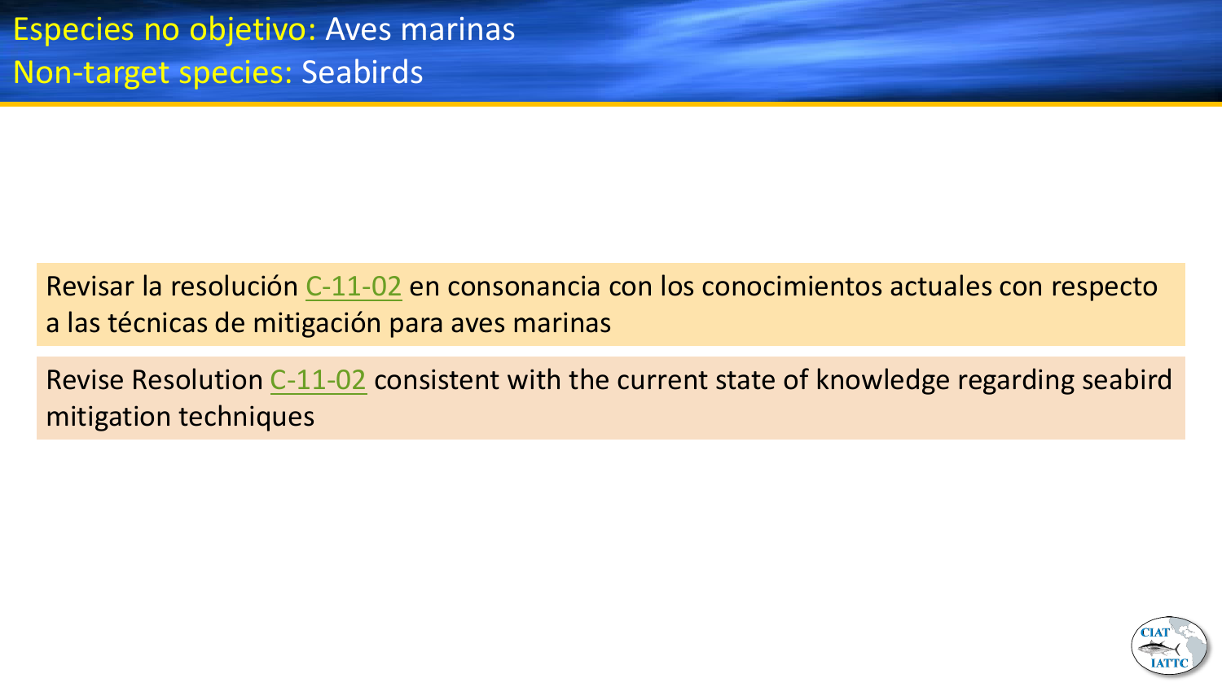# Especies no objetivo: Aves marinas
# Non-target species: Seabirds

Revisar la resolución C-11-02 en consonancia con los conocimientos actuales con respecto a las técnicas de mitigación para aves marinas

Revise Resolution C-11-02 consistent with the current state of knowledge regarding seabird mitigation techniques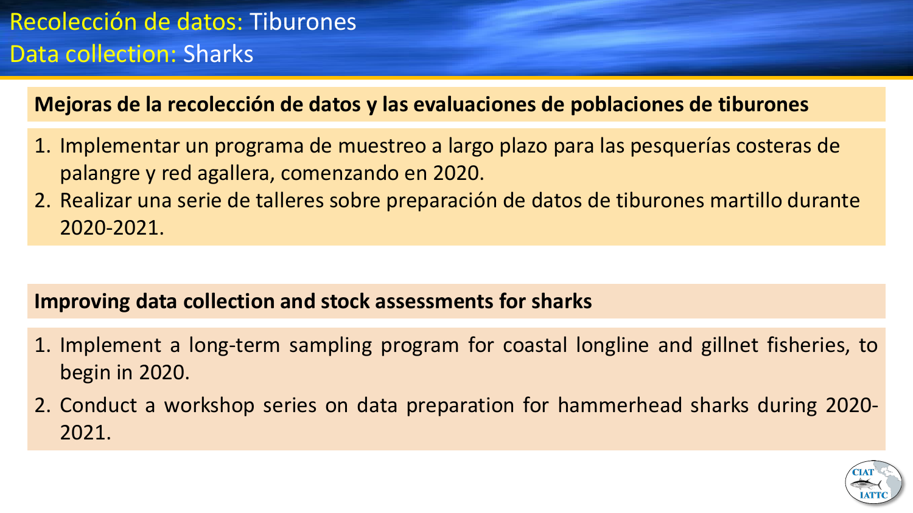# Recolección de datos: Tiburones
# Data collection: Sharks

**Mejoras de la recolección de datos y las evaluaciones de poblaciones de tiburones**

1. Implementar un programa de muestreo a largo plazo para las pesquerías costeras de palangre y red agallera, comenzando en 2020.
2. Realizar una serie de talleres sobre preparación de datos de tiburones martillo durante 2020-2021.

**Improving data collection and stock assessments for sharks**

1. Implement a long-term sampling program for coastal longline and gillnet fisheries, to begin in 2020.
2. Conduct a workshop series on data preparation for hammerhead sharks during 2020-2021.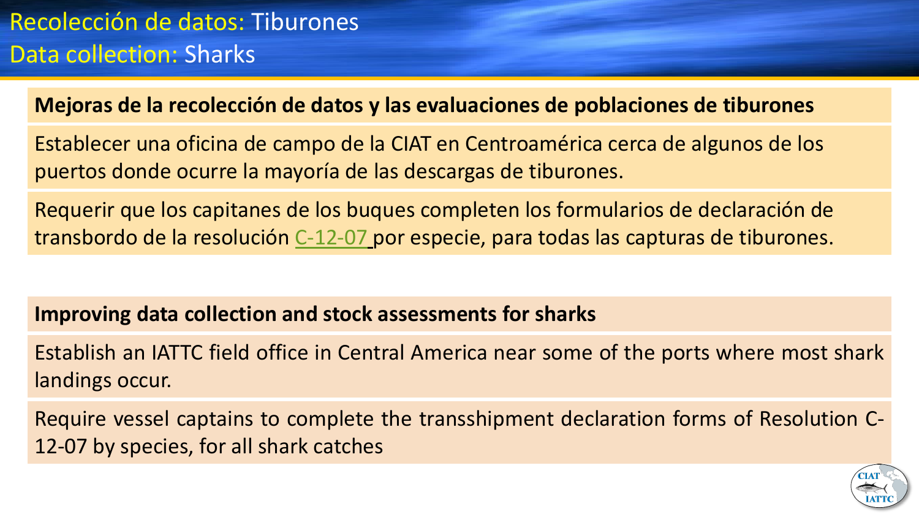# Recolección de datos: Tiburones
# Data collection: Sharks

**Mejoras de la recolección de datos y las evaluaciones de poblaciones de tiburones**

Establecer una oficina de campo de la CIAT en Centroamérica cerca de algunos de los puertos donde ocurre la mayoría de las descargas de tiburones.

Requerir que los capitanes de los buques completen los formularios de declaración de transbordo de la resolución C-12-07 por especie, para todas las capturas de tiburones.

**Improving data collection and stock assessments for sharks**

Establish an IATTC field office in Central America near some of the ports where most shark landings occur.

Require vessel captains to complete the transshipment declaration forms of Resolution C-12-07 by species, for all shark catches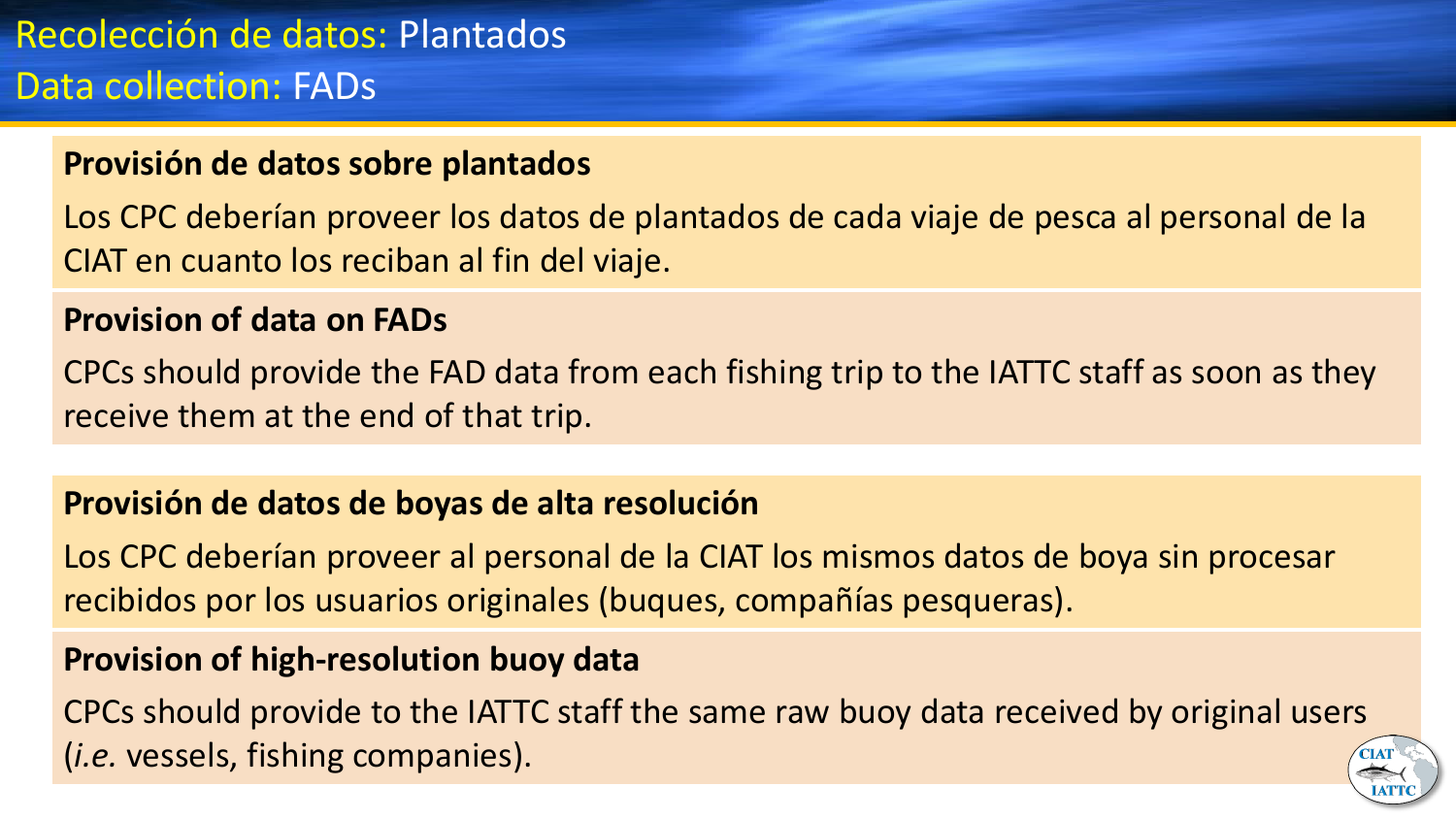# Recolección de datos: Plantados
# Data collection: FADs

**Provisión de datos sobre plantados**

Los CPC deberían proveer los datos de plantados de cada viaje de pesca al personal de la CIAT en cuanto los reciban al fin del viaje.

**Provision of data on FADs**

CPCs should provide the FAD data from each fishing trip to the IATTC staff as soon as they receive them at the end of that trip.

**Provisión de datos de boyas de alta resolución**

Los CPC deberían proveer al personal de la CIAT los mismos datos de boya sin procesar recibidos por los usuarios originales (buques, compañías pesqueras).

**Provision of high-resolution buoy data**

CPCs should provide to the IATTC staff the same raw buoy data received by original users (*i.e.* vessels, fishing companies).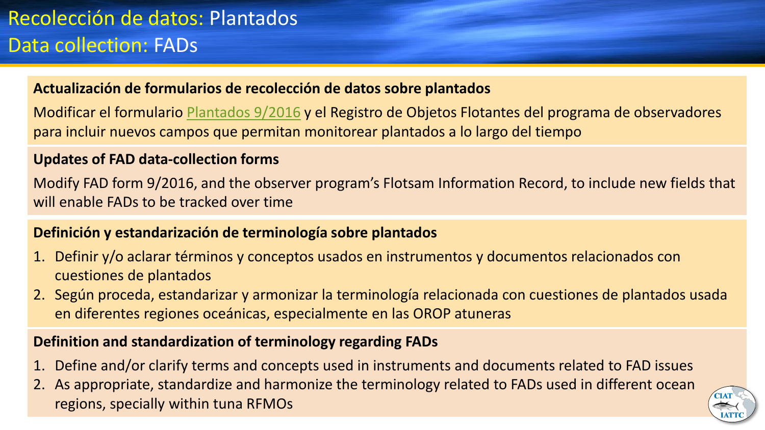# Recolección de datos: Plantados
# Data collection: FADs

**Actualización de formularios de recolección de datos sobre plantados**

Modificar el formulario Plantados 9/2016 y el Registro de Objetos Flotantes del programa de observadores para incluir nuevos campos que permitan monitorear plantados a lo largo del tiempo

**Updates of FAD data-collection forms**

Modify FAD form 9/2016, and the observer program's Flotsam Information Record, to include new fields that will enable FADs to be tracked over time

**Definición y estandarización de terminología sobre plantados**

1. Definir y/o aclarar términos y conceptos usados en instrumentos y documentos relacionados con cuestiones de plantados
2. Según proceda, estandarizar y armonizar la terminología relacionada con cuestiones de plantados usada en diferentes regiones oceánicas, especialmente en las OROP atuneras

**Definition and standardization of terminology regarding FADs**

1. Define and/or clarify terms and concepts used in instruments and documents related to FAD issues
2. As appropriate, standardize and harmonize the terminology related to FADs used in different ocean regions, specially within tuna RFMOs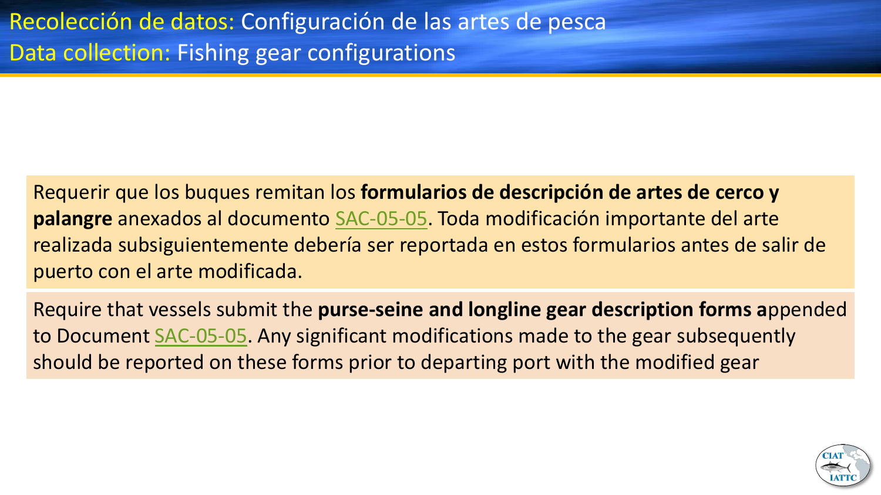# Recolección de datos: Configuración de las artes de pesca
# Data collection: Fishing gear configurations

Requerir que los buques remitan los **formularios de descripción de artes de cerco y palangre** anexados al documento SAC-05-05. Toda modificación importante del arte realizada subsiguientemente debería ser reportada en estos formularios antes de salir de puerto con el arte modificada.

Require that vessels submit the **purse-seine and longline gear description forms a**ppended to Document SAC-05-05. Any significant modifications made to the gear subsequently should be reported on these forms prior to departing port with the modified gear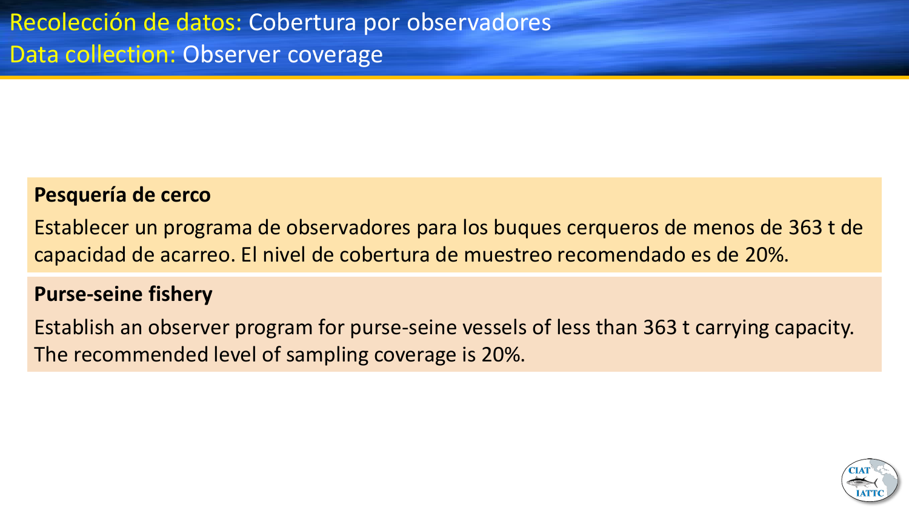# Recolección de datos: Cobertura por observadores
# Data collection: Observer coverage

**Pesquería de cerco**

Establecer un programa de observadores para los buques cerqueros de menos de 363 t de capacidad de acarreo. El nivel de cobertura de muestreo recomendado es de 20%.

**Purse-seine fishery**

Establish an observer program for purse-seine vessels of less than 363 t carrying capacity. The recommended level of sampling coverage is 20%.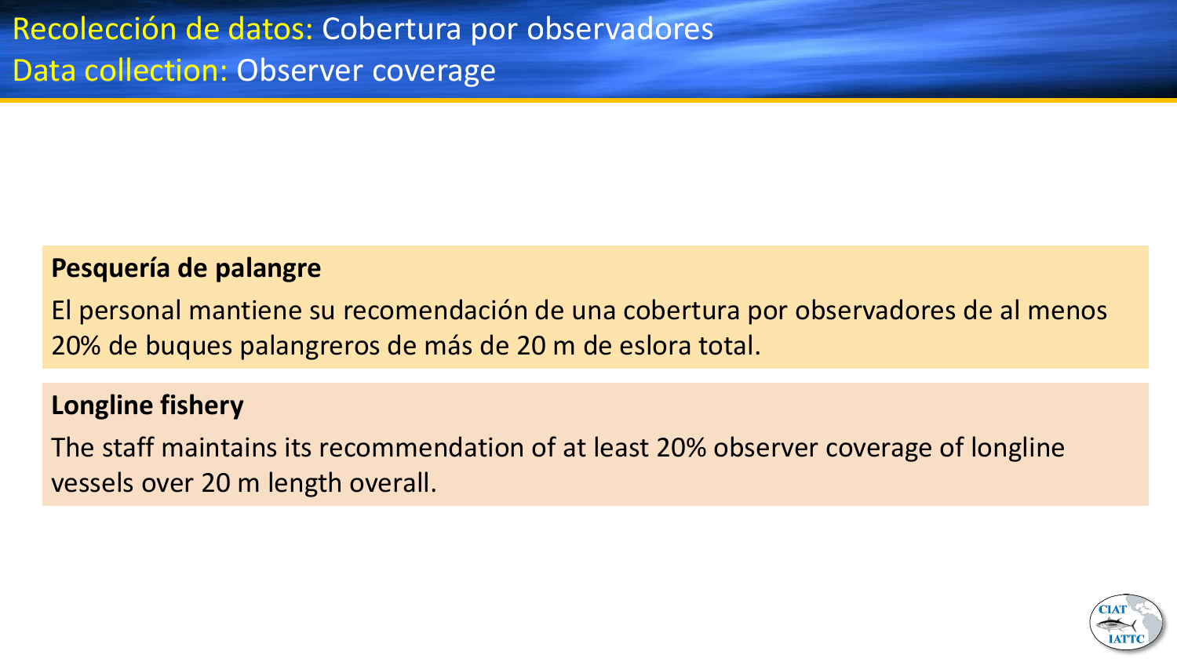# Recolección de datos: Cobertura por observadores
# Data collection: Observer coverage

**Pesquería de palangre**

El personal mantiene su recomendación de una cobertura por observadores de al menos 20% de buques palangreros de más de 20 m de eslora total.

**Longline fishery**

The staff maintains its recommendation of at least 20% observer coverage of longline vessels over 20 m length overall.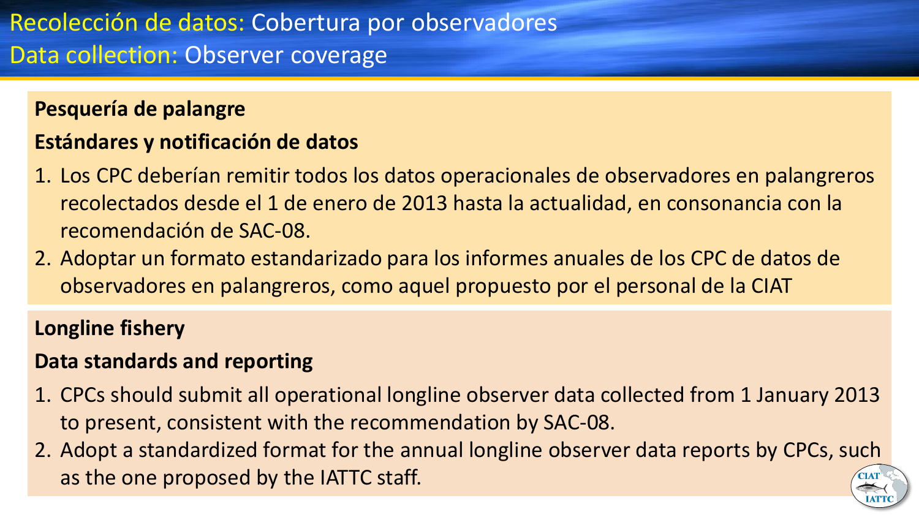# Recolección de datos: Cobertura por observadores
# Data collection: Observer coverage

**Pesquería de palangre**

**Estándares y notificación de datos**

1. Los CPC deberían remitir todos los datos operacionales de observadores en palangreros recolectados desde el 1 de enero de 2013 hasta la actualidad, en consonancia con la recomendación de SAC-08.
2. Adoptar un formato estandarizado para los informes anuales de los CPC de datos de observadores en palangreros, como aquel propuesto por el personal de la CIAT

**Longline fishery**

**Data standards and reporting**

1. CPCs should submit all operational longline observer data collected from 1 January 2013 to present, consistent with the recommendation by SAC-08.
2. Adopt a standardized format for the annual longline observer data reports by CPCs, such as the one proposed by the IATTC staff.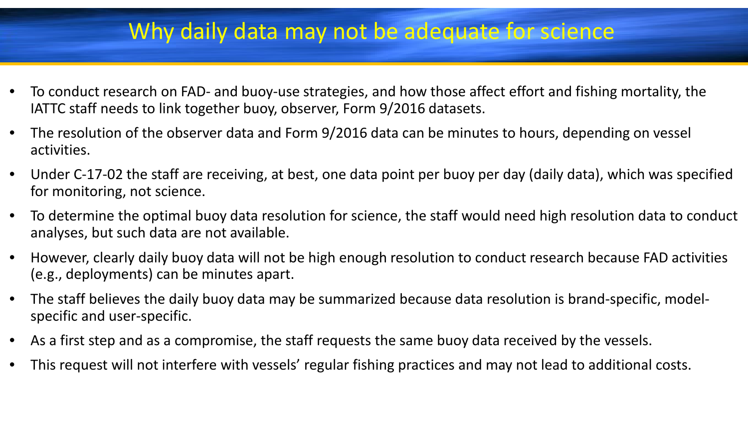# Why daily data may not be adequate for science

- To conduct research on FAD- and buoy-use strategies, and how those affect effort and fishing mortality, the IATTC staff needs to link together buoy, observer, Form 9/2016 datasets.
- The resolution of the observer data and Form 9/2016 data can be minutes to hours, depending on vessel activities.
- Under C-17-02 the staff are receiving, at best, one data point per buoy per day (daily data), which was specified for monitoring, not science.
- To determine the optimal buoy data resolution for science, the staff would need high resolution data to conduct analyses, but such data are not available.
- However, clearly daily buoy data will not be high enough resolution to conduct research because FAD activities (e.g., deployments) can be minutes apart.
- The staff believes the daily buoy data may be summarized because data resolution is brand-specific, model-specific and user-specific.
- As a first step and as a compromise, the staff requests the same buoy data received by the vessels.
- This request will not interfere with vessels' regular fishing practices and may not lead to additional costs.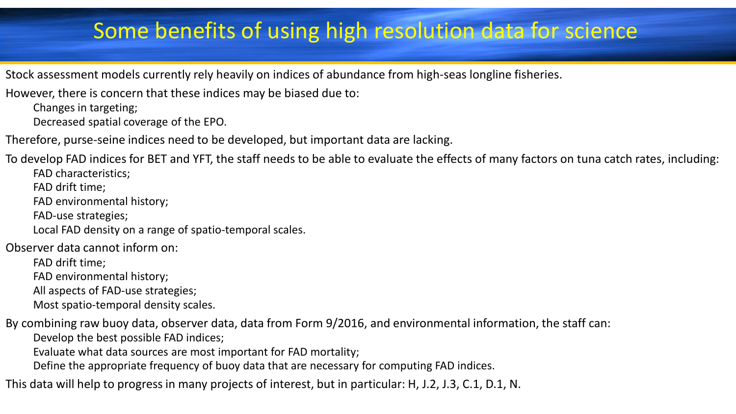# Some benefits of using high resolution data for science

Stock assessment models currently rely heavily on indices of abundance from high-seas longline fisheries.

However, there is concern that these indices may be biased due to:

- Changes in targeting;
- Decreased spatial coverage of the EPO.

Therefore, purse-seine indices need to be developed, but important data are lacking.

To develop FAD indices for BET and YFT, the staff needs to be able to evaluate the effects of many factors on tuna catch rates, including:

- FAD characteristics;
- FAD drift time;
- FAD environmental history;
- FAD-use strategies;
- Local FAD density on a range of spatio-temporal scales.

Observer data cannot inform on:

- FAD drift time;
- FAD environmental history;
- All aspects of FAD-use strategies;
- Most spatio-temporal density scales.

By combining raw buoy data, observer data, data from Form 9/2016, and environmental information, the staff can:

- Develop the best possible FAD indices;
- Evaluate what data sources are most important for FAD mortality;
- Define the appropriate frequency of buoy data that are necessary for computing FAD indices.

This data will help to progress in many projects of interest, but in particular: H, J.2, J.3, C.1, D.1, N.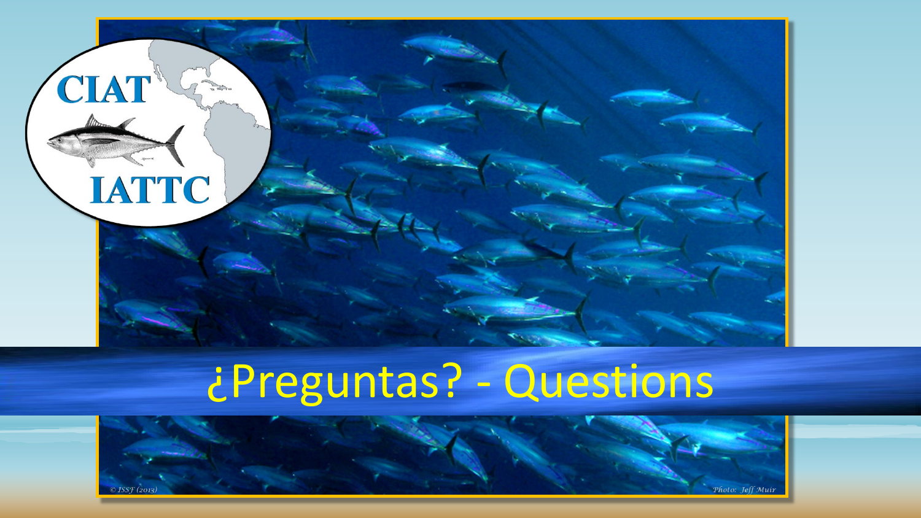CIAT

IATTC

# ¿Preguntas? - Questions

© ISSF (2013)

Photo: Jeff Muir